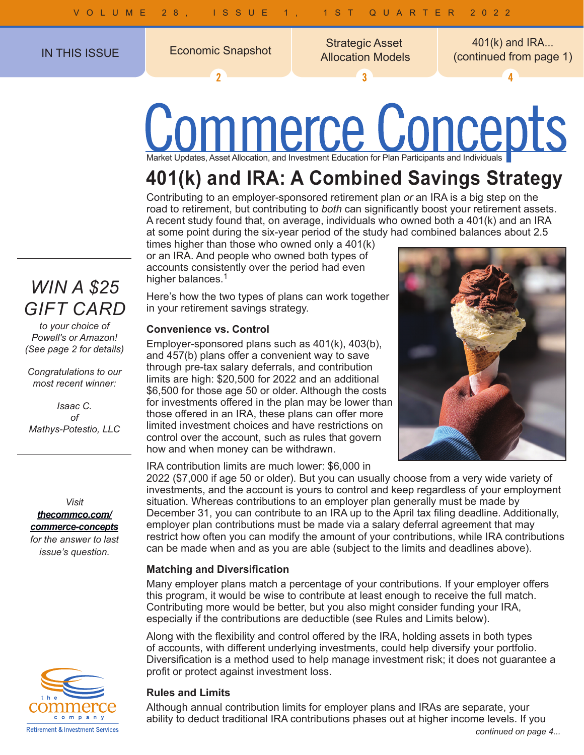IN THIS ISSUE

- Economic Snapshot — 2
- Strategic Asset Allocation Models — 3
- 401(k) and IRA... (continued from page 1) — 4

# Commerce Concepts

Market Updates, Asset Allocation, and Investment Education for Plan Participants and Individuals

## 401(k) and IRA: A Combined Savings Strategy

Contributing to an employer-sponsored retirement plan *or* an IRA is a big step on the road to retirement, but contributing to *both* can significantly boost your retirement assets. A recent study found that, on average, individuals who owned both a 401(k) and an IRA at some point during the six-year period of the study had combined balances about 2.5 times higher than those who owned only a 401(k) or an IRA. And people who owned both types of accounts consistently over the period had even higher balances.[1]

Here's how the two types of plans can work together in your retirement savings strategy.

### Convenience vs. Control

Employer-sponsored plans such as 401(k), 403(b), and 457(b) plans offer a convenient way to save through pre-tax salary deferrals, and contribution limits are high: $20,500 for 2022 and an additional $6,500 for those age 50 or older. Although the costs for investments offered in the plan may be lower than those offered in an IRA, these plans can offer more limited investment choices and have restrictions on control over the account, such as rules that govern how and when money can be withdrawn.

IRA contribution limits are much lower: $6,000 in 2022 ($7,000 if age 50 or older). But you can usually choose from a very wide variety of investments, and the account is yours to control and keep regardless of your employment situation. Whereas contributions to an employer plan generally must be made by December 31, you can contribute to an IRA up to the April tax filing deadline. Additionally, employer plan contributions must be made via a salary deferral agreement that may restrict how often you can modify the amount of your contributions, while IRA contributions can be made when and as you are able (subject to the limits and deadlines above).

### Matching and Diversification

Many employer plans match a percentage of your contributions. If your employer offers this program, it would be wise to contribute at least enough to receive the full match. Contributing more would be better, but you also might consider funding your IRA, especially if the contributions are deductible (see Rules and Limits below).

Along with the flexibility and control offered by the IRA, holding assets in both types of accounts, with different underlying investments, could help diversify your portfolio. Diversification is a method used to help manage investment risk; it does not guarantee a profit or protect against investment loss.

### Rules and Limits

Although annual contribution limits for employer plans and IRAs are separate, your ability to deduct traditional IRA contributions phases out at higher income levels. If you

*continued on page 4...*

---

*WIN A $25 GIFT CARD*

*to your choice of Powell's or Amazon! (See page 2 for details)*

*Congratulations to our most recent winner:*

*Isaac C. of Mathys-Potestio, LLC*

*Visit* ***thecommco.com/commerce-concepts*** *for the answer to last issue's question.*

the commerce company
Retirement & Investment Services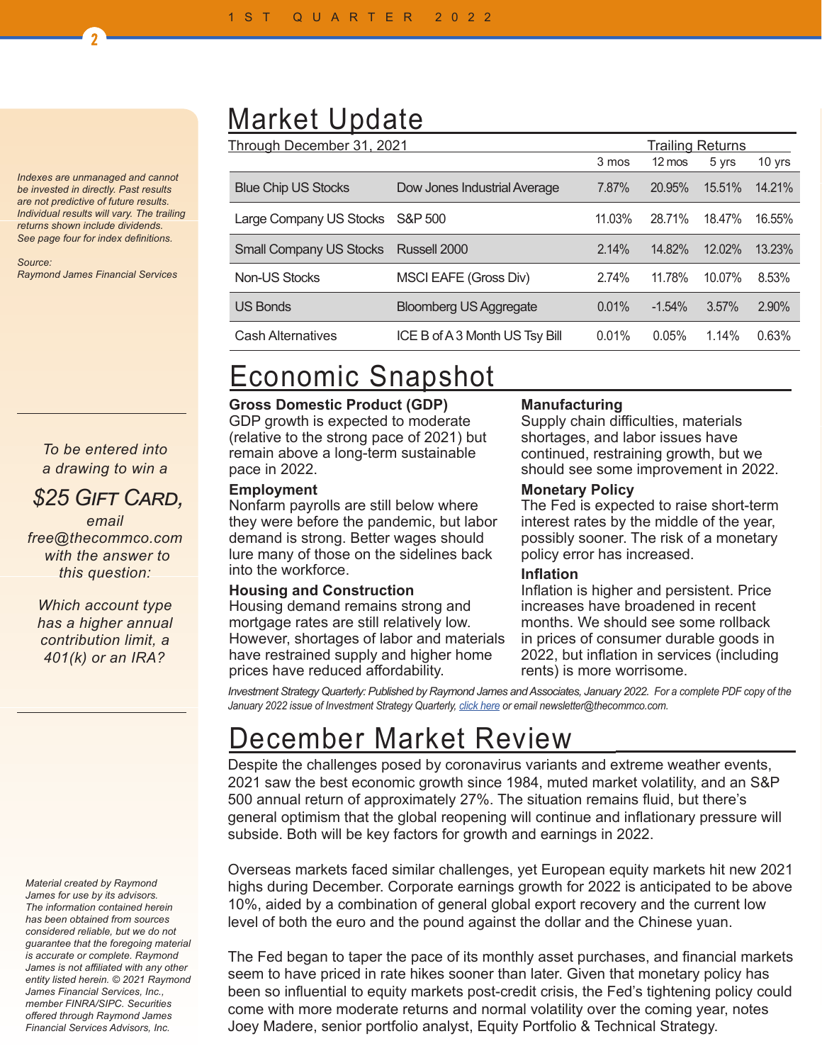*Indexes are unmanaged and cannot be invested in directly. Past results are not predictive of future results. Individual results will vary. The trailing returns shown include dividends. See page four for index definitions.*

*Source: Raymond James Financial Services*

*To be entered into a drawing to win a*

*$25 Gift Card,*

*email free@thecommco.com with the answer to this question:*

*Which account type has a higher annual contribution limit, a 401(k) or an IRA?*

*Material created by Raymond James for use by its advisors. The information contained herein has been obtained from sources considered reliable, but we do not guarantee that the foregoing material is accurate or complete. Raymond James is not affiliated with any other entity listed herein. © 2021 Raymond James Financial Services, Inc., member FINRA/SIPC. Securities offered through Raymond James Financial Services Advisors, Inc.*

# Market Update

| Through December 31, 2021 | | Trailing Returns | | | |
|---|---|---|---|---|---|
| | | 3 mos | 12 mos | 5 yrs | 10 yrs |
| Blue Chip US Stocks | Dow Jones Industrial Average | 7.87% | 20.95% | 15.51% | 14.21% |
| Large Company US Stocks | S&P 500 | 11.03% | 28.71% | 18.47% | 16.55% |
| Small Company US Stocks | Russell 2000 | 2.14% | 14.82% | 12.02% | 13.23% |
| Non-US Stocks | MSCI EAFE (Gross Div) | 2.74% | 11.78% | 10.07% | 8.53% |
| US Bonds | Bloomberg US Aggregate | 0.01% | -1.54% | 3.57% | 2.90% |
| Cash Alternatives | ICE B of A 3 Month US Tsy Bill | 0.01% | 0.05% | 1.14% | 0.63% |

# Economic Snapshot

**Gross Domestic Product (GDP)**
GDP growth is expected to moderate (relative to the strong pace of 2021) but remain above a long-term sustainable pace in 2022.

**Employment**
Nonfarm payrolls are still below where they were before the pandemic, but labor demand is strong. Better wages should lure many of those on the sidelines back into the workforce.

**Housing and Construction**
Housing demand remains strong and mortgage rates are still relatively low. However, shortages of labor and materials have restrained supply and higher home prices have reduced affordability.

**Manufacturing**
Supply chain difficulties, materials shortages, and labor issues have continued, restraining growth, but we should see some improvement in 2022.

**Monetary Policy**
The Fed is expected to raise short-term interest rates by the middle of the year, possibly sooner. The risk of a monetary policy error has increased.

**Inflation**
Inflation is higher and persistent. Price increases have broadened in recent months. We should see some rollback in prices of consumer durable goods in 2022, but inflation in services (including rents) is more worrisome.

*Investment Strategy Quarterly: Published by Raymond James and Associates, January 2022. For a complete PDF copy of the January 2022 issue of Investment Strategy Quarterly, click here or email newsletter@thecommco.com.*

# December Market Review

Despite the challenges posed by coronavirus variants and extreme weather events, 2021 saw the best economic growth since 1984, muted market volatility, and an S&P 500 annual return of approximately 27%. The situation remains fluid, but there's general optimism that the global reopening will continue and inflationary pressure will subside. Both will be key factors for growth and earnings in 2022.

Overseas markets faced similar challenges, yet European equity markets hit new 2021 highs during December. Corporate earnings growth for 2022 is anticipated to be above 10%, aided by a combination of general global export recovery and the current low level of both the euro and the pound against the dollar and the Chinese yuan.

The Fed began to taper the pace of its monthly asset purchases, and financial markets seem to have priced in rate hikes sooner than later. Given that monetary policy has been so influential to equity markets post-credit crisis, the Fed's tightening policy could come with more moderate returns and normal volatility over the coming year, notes Joey Madere, senior portfolio analyst, Equity Portfolio & Technical Strategy.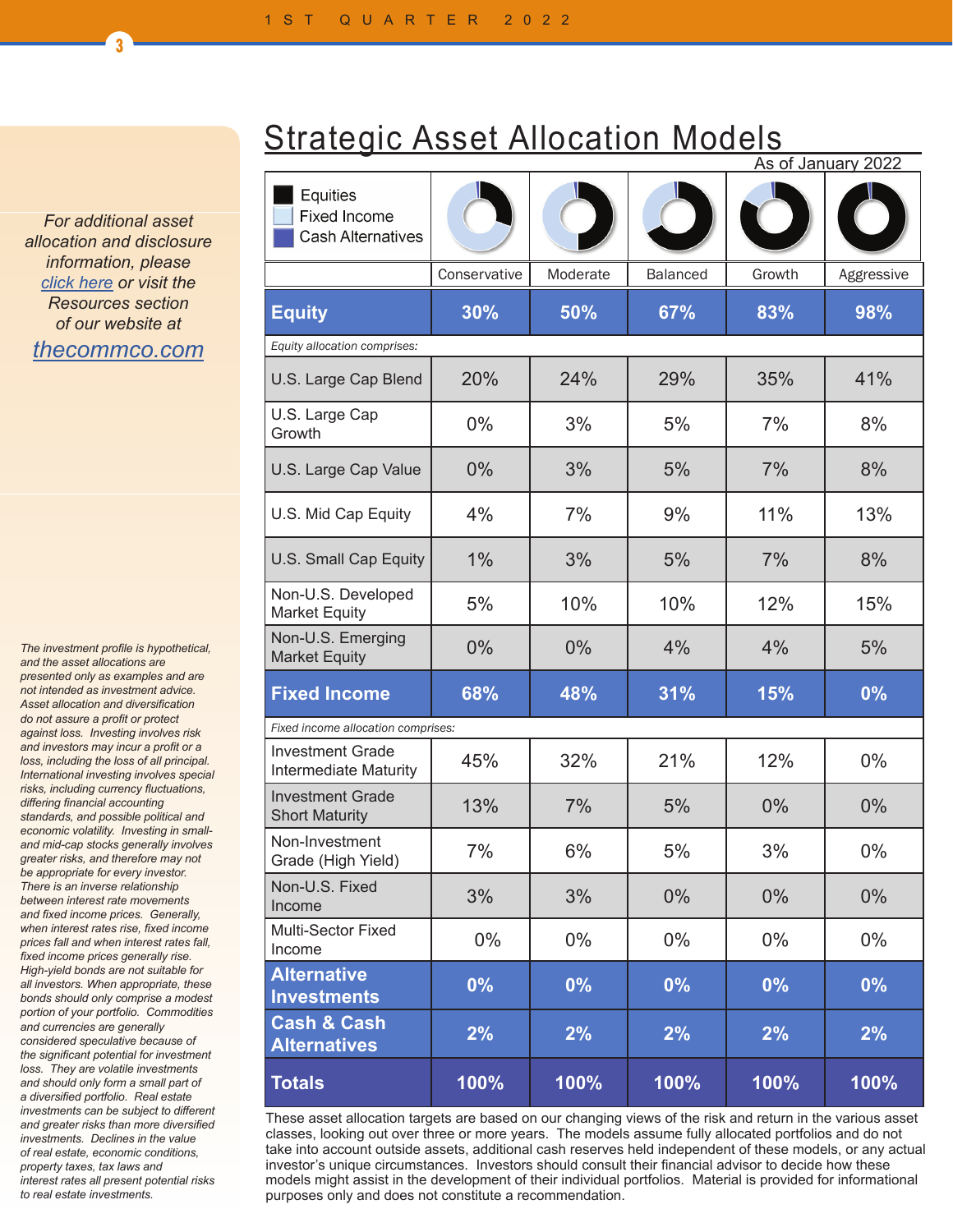# Strategic Asset Allocation Models

As of January 2022

| Equities / Fixed Income / Cash Alternatives | Conservative | Moderate | Balanced | Growth | Aggressive |
|---|---|---|---|---|---|
| **Equity** | **30%** | **50%** | **67%** | **83%** | **98%** |
| *Equity allocation comprises:* | | | | | |
| U.S. Large Cap Blend | 20% | 24% | 29% | 35% | 41% |
| U.S. Large Cap Growth | 0% | 3% | 5% | 7% | 8% |
| U.S. Large Cap Value | 0% | 3% | 5% | 7% | 8% |
| U.S. Mid Cap Equity | 4% | 7% | 9% | 11% | 13% |
| U.S. Small Cap Equity | 1% | 3% | 5% | 7% | 8% |
| Non-U.S. Developed Market Equity | 5% | 10% | 10% | 12% | 15% |
| Non-U.S. Emerging Market Equity | 0% | 0% | 4% | 4% | 5% |
| **Fixed Income** | **68%** | **48%** | **31%** | **15%** | **0%** |
| *Fixed income allocation comprises:* | | | | | |
| Investment Grade Intermediate Maturity | 45% | 32% | 21% | 12% | 0% |
| Investment Grade Short Maturity | 13% | 7% | 5% | 0% | 0% |
| Non-Investment Grade (High Yield) | 7% | 6% | 5% | 3% | 0% |
| Non-U.S. Fixed Income | 3% | 3% | 0% | 0% | 0% |
| Multi-Sector Fixed Income | 0% | 0% | 0% | 0% | 0% |
| **Alternative Investments** | **0%** | **0%** | **0%** | **0%** | **0%** |
| **Cash & Cash Alternatives** | **2%** | **2%** | **2%** | **2%** | **2%** |
| **Totals** | **100%** | **100%** | **100%** | **100%** | **100%** |

These asset allocation targets are based on our changing views of the risk and return in the various asset classes, looking out over three or more years. The models assume fully allocated portfolios and do not take into account outside assets, additional cash reserves held independent of these models, or any actual investor's unique circumstances. Investors should consult their financial advisor to decide how these models might assist in the development of their individual portfolios. Material is provided for informational purposes only and does not constitute a recommendation.

*For additional asset allocation and disclosure information, please click here or visit the Resources section of our website at*

thecommco.com

*The investment profile is hypothetical, and the asset allocations are presented only as examples and are not intended as investment advice. Asset allocation and diversification do not assure a profit or protect against loss. Investing involves risk and investors may incur a profit or a loss, including the loss of all principal. International investing involves special risks, including currency fluctuations, differing financial accounting standards, and possible political and economic volatility. Investing in small- and mid-cap stocks generally involves greater risks, and therefore may not be appropriate for every investor. There is an inverse relationship between interest rate movements and fixed income prices. Generally, when interest rates rise, fixed income prices fall and when interest rates fall, fixed income prices generally rise. High-yield bonds are not suitable for all investors. When appropriate, these bonds should only comprise a modest portion of your portfolio. Commodities and currencies are generally considered speculative because of the significant potential for investment loss. They are volatile investments and should only form a small part of a diversified portfolio. Real estate investments can be subject to different and greater risks than more diversified investments. Declines in the value of real estate, economic conditions, property taxes, tax laws and interest rates all present potential risks to real estate investments.*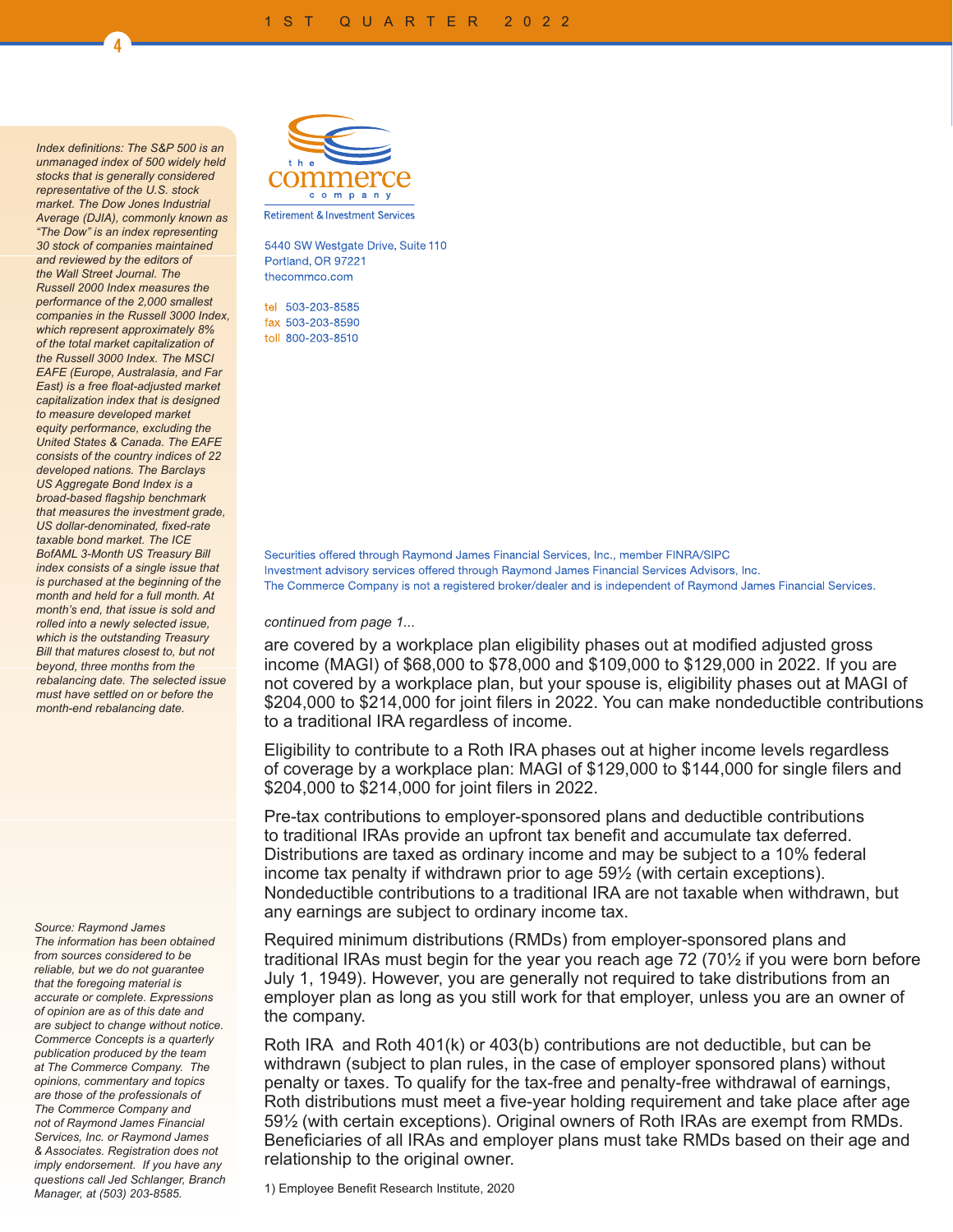*Index definitions: The S&P 500 is an unmanaged index of 500 widely held stocks that is generally considered representative of the U.S. stock market. The Dow Jones Industrial Average (DJIA), commonly known as "The Dow" is an index representing 30 stock of companies maintained and reviewed by the editors of the Wall Street Journal. The Russell 2000 Index measures the performance of the 2,000 smallest companies in the Russell 3000 Index, which represent approximately 8% of the total market capitalization of the Russell 3000 Index. The MSCI EAFE (Europe, Australasia, and Far East) is a free float-adjusted market capitalization index that is designed to measure developed market equity performance, excluding the United States & Canada. The EAFE consists of the country indices of 22 developed nations. The Barclays US Aggregate Bond Index is a broad-based flagship benchmark that measures the investment grade, US dollar-denominated, fixed-rate taxable bond market. The ICE BofAML 3-Month US Treasury Bill index consists of a single issue that is purchased at the beginning of the month and held for a full month. At month's end, that issue is sold and rolled into a newly selected issue, which is the outstanding Treasury Bill that matures closest to, but not beyond, three months from the rebalancing date. The selected issue must have settled on or before the month-end rebalancing date.*

*Source: Raymond James*
*The information has been obtained from sources considered to be reliable, but we do not guarantee that the foregoing material is accurate or complete. Expressions of opinion are as of this date and are subject to change without notice. Commerce Concepts is a quarterly publication produced by the team at The Commerce Company. The opinions, commentary and topics are those of the professionals of The Commerce Company and not of Raymond James Financial Services, Inc. or Raymond James & Associates. Registration does not imply endorsement. If you have any questions call Jed Schlanger, Branch Manager, at (503) 203-8585.*

the commerce company
Retirement & Investment Services

5440 SW Westgate Drive, Suite 110
Portland, OR 97221
thecommco.com

tel 503-203-8585
fax 503-203-8590
toll 800-203-8510

Securities offered through Raymond James Financial Services, Inc., member FINRA/SIPC
Investment advisory services offered through Raymond James Financial Services Advisors, Inc.
The Commerce Company is not a registered broker/dealer and is independent of Raymond James Financial Services.

*continued from page 1...*

are covered by a workplace plan eligibility phases out at modified adjusted gross income (MAGI) of $68,000 to $78,000 and $109,000 to $129,000 in 2022. If you are not covered by a workplace plan, but your spouse is, eligibility phases out at MAGI of $204,000 to $214,000 for joint filers in 2022. You can make nondeductible contributions to a traditional IRA regardless of income.

Eligibility to contribute to a Roth IRA phases out at higher income levels regardless of coverage by a workplace plan: MAGI of $129,000 to $144,000 for single filers and $204,000 to $214,000 for joint filers in 2022.

Pre-tax contributions to employer-sponsored plans and deductible contributions to traditional IRAs provide an upfront tax benefit and accumulate tax deferred. Distributions are taxed as ordinary income and may be subject to a 10% federal income tax penalty if withdrawn prior to age 59½ (with certain exceptions). Nondeductible contributions to a traditional IRA are not taxable when withdrawn, but any earnings are subject to ordinary income tax.

Required minimum distributions (RMDs) from employer-sponsored plans and traditional IRAs must begin for the year you reach age 72 (70½ if you were born before July 1, 1949). However, you are generally not required to take distributions from an employer plan as long as you still work for that employer, unless you are an owner of the company.

Roth IRA and Roth 401(k) or 403(b) contributions are not deductible, but can be withdrawn (subject to plan rules, in the case of employer sponsored plans) without penalty or taxes. To qualify for the tax-free and penalty-free withdrawal of earnings, Roth distributions must meet a five-year holding requirement and take place after age 59½ (with certain exceptions). Original owners of Roth IRAs are exempt from RMDs. Beneficiaries of all IRAs and employer plans must take RMDs based on their age and relationship to the original owner.

1) Employee Benefit Research Institute, 2020